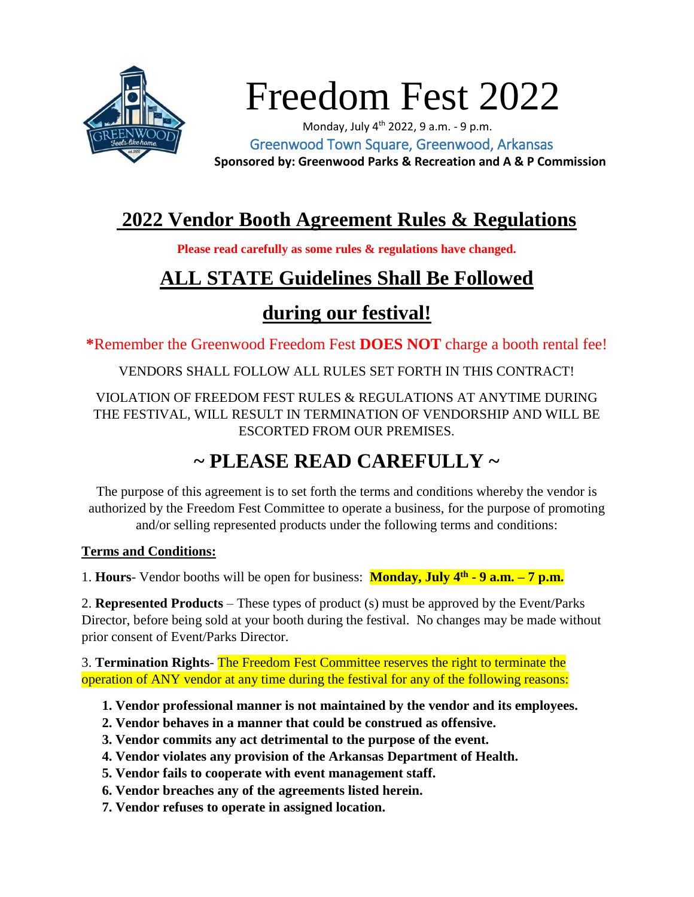# Freedom Fest 2022

Monday, July 4th 2022, 9 a.m. - 9 p.m.

Greenwood Town Square, Greenwood, Arkansas

**Sponsored by: Greenwood Parks & Recreation and A & P Commission**

## 2022 Vendor Booth Agreement Rules & Regulations

**Please read carefully as some rules & regulations have changed.**

## ALL STATE Guidelines Shall Be Followed during our festival!

*Remember the Greenwood Freedom Fest **DOES NOT** charge a booth rental fee!

VENDORS SHALL FOLLOW ALL RULES SET FORTH IN THIS CONTRACT!

VIOLATION OF FREEDOM FEST RULES & REGULATIONS AT ANYTIME DURING THE FESTIVAL, WILL RESULT IN TERMINATION OF VENDORSHIP AND WILL BE ESCORTED FROM OUR PREMISES.

## ~ PLEASE READ CAREFULLY ~

The purpose of this agreement is to set forth the terms and conditions whereby the vendor is authorized by the Freedom Fest Committee to operate a business, for the purpose of promoting and/or selling represented products under the following terms and conditions:

**Terms and Conditions:**

1. **Hours**- Vendor booths will be open for business: **Monday, July 4th - 9 a.m. – 7 p.m.**

2. **Represented Products** – These types of product (s) must be approved by the Event/Parks Director, before being sold at your booth during the festival. No changes may be made without prior consent of Event/Parks Director.

3. **Termination Rights**- The Freedom Fest Committee reserves the right to terminate the operation of ANY vendor at any time during the festival for any of the following reasons:

   1. **Vendor professional manner is not maintained by the vendor and its employees.**
   2. **Vendor behaves in a manner that could be construed as offensive.**
   3. **Vendor commits any act detrimental to the purpose of the event.**
   4. **Vendor violates any provision of the Arkansas Department of Health.**
   5. **Vendor fails to cooperate with event management staff.**
   6. **Vendor breaches any of the agreements listed herein.**
   7. **Vendor refuses to operate in assigned location.**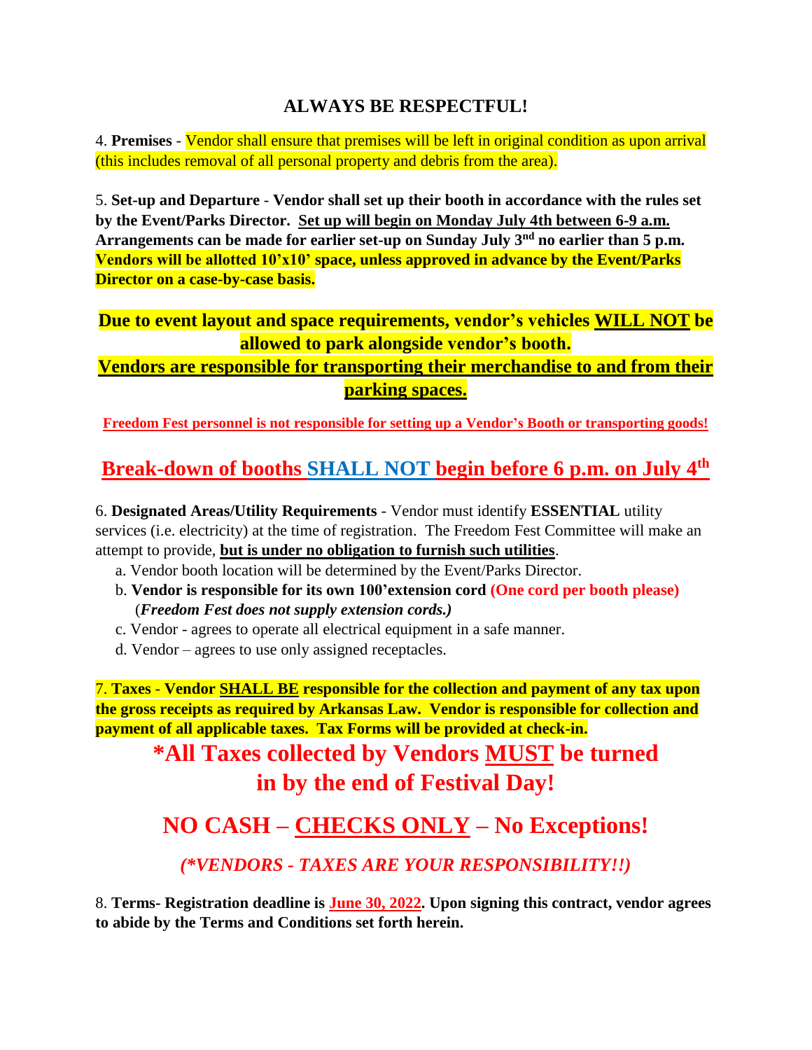## ALWAYS BE RESPECTFUL!

4. **Premises** - Vendor shall ensure that premises will be left in original condition as upon arrival (this includes removal of all personal property and debris from the area).

5. **Set-up and Departure** - **Vendor shall set up their booth in accordance with the rules set by the Event/Parks Director. Set up will begin on Monday July 4th between 6-9 a.m. Arrangements can be made for earlier set-up on Sunday July 3rd no earlier than 5 p.m. Vendors will be allotted 10'x10' space, unless approved in advance by the Event/Parks Director on a case-by-case basis.**

**Due to event layout and space requirements, vendor's vehicles WILL NOT be allowed to park alongside vendor's booth.**
**Vendors are responsible for transporting their merchandise to and from their parking spaces.**

**Freedom Fest personnel is not responsible for setting up a Vendor's Booth or transporting goods!**

## Break-down of booths SHALL NOT begin before 6 p.m. on July 4th

6. **Designated Areas/Utility Requirements** - Vendor must identify **ESSENTIAL** utility services (i.e. electricity) at the time of registration. The Freedom Fest Committee will make an attempt to provide, **but is under no obligation to furnish such utilities**.

   a. Vendor booth location will be determined by the Event/Parks Director.
   b. **Vendor is responsible for its own 100'extension cord (One cord per booth please)** (***Freedom Fest does not supply extension cords.)***
   c. Vendor - agrees to operate all electrical equipment in a safe manner.
   d. Vendor – agrees to use only assigned receptacles.

7. **Taxes - Vendor SHALL BE responsible for the collection and payment of any tax upon the gross receipts as required by Arkansas Law. Vendor is responsible for collection and payment of all applicable taxes. Tax Forms will be provided at check-in.**

## *All Taxes collected by Vendors MUST be turned in by the end of Festival Day!

## NO CASH – CHECKS ONLY – No Exceptions!

***(*VENDORS - TAXES ARE YOUR RESPONSIBILITY!!)***

8. **Terms- Registration deadline is June 30, 2022. Upon signing this contract, vendor agrees to abide by the Terms and Conditions set forth herein.**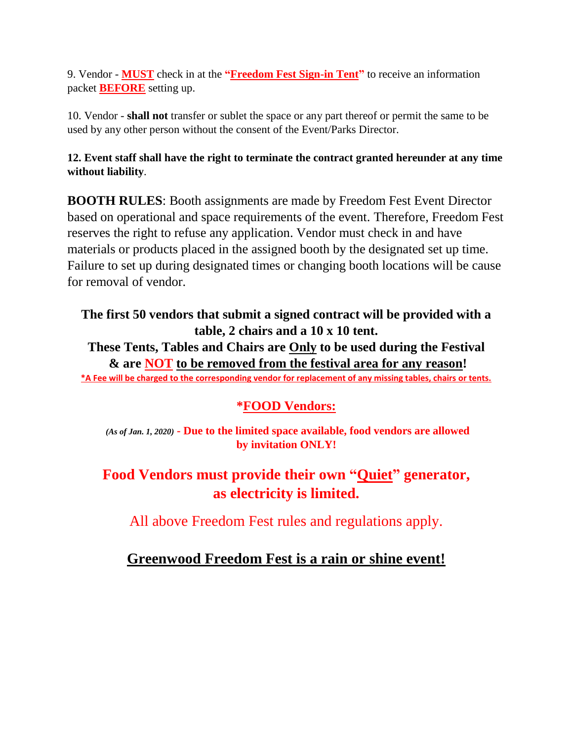9. Vendor - **MUST** check in at the **"Freedom Fest Sign-in Tent"** to receive an information packet **BEFORE** setting up.

10. Vendor - **shall not** transfer or sublet the space or any part thereof or permit the same to be used by any other person without the consent of the Event/Parks Director.

**12. Event staff shall have the right to terminate the contract granted hereunder at any time without liability**.

**BOOTH RULES**: Booth assignments are made by Freedom Fest Event Director based on operational and space requirements of the event. Therefore, Freedom Fest reserves the right to refuse any application. Vendor must check in and have materials or products placed in the assigned booth by the designated set up time. Failure to set up during designated times or changing booth locations will be cause for removal of vendor.

**The first 50 vendors that submit a signed contract will be provided with a table, 2 chairs and a 10 x 10 tent.**

**These Tents, Tables and Chairs are Only to be used during the Festival & are NOT to be removed from the festival area for any reason!**

***A Fee will be charged to the corresponding vendor for replacement of any missing tables, chairs or tents.**

## *FOOD Vendors:

***(As of Jan. 1, 2020)*** **- Due to the limited space available, food vendors are allowed by invitation ONLY!**

## Food Vendors must provide their own "Quiet" generator, as electricity is limited.

All above Freedom Fest rules and regulations apply.

## Greenwood Freedom Fest is a rain or shine event!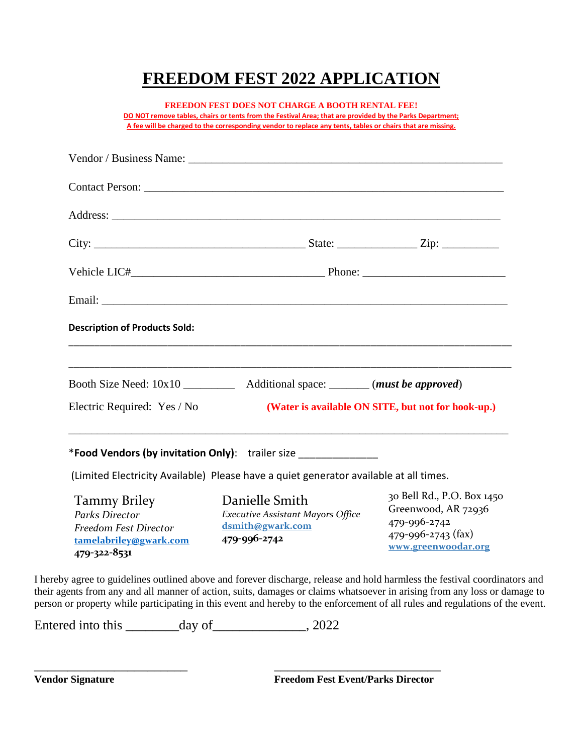# FREEDOM FEST 2022 APPLICATION

**FREEDON FEST DOES NOT CHARGE A BOOTH RENTAL FEE!**
**DO NOT remove tables, chairs or tents from the Festival Area; that are provided by the Parks Department;**
**A fee will be charged to the corresponding vendor to replace any tents, tables or chairs that are missing.**

Vendor / Business Name: ________________________________________________________

Contact Person: ________________________________________________________________

Address: _____________________________________________________________________

City: _____________________________________ State: ______________ Zip: __________

Vehicle LIC#__________________________________ Phone: _________________________

Email: ________________________________________________________________________

**Description of Products Sold:**

______________________________________________________________________________

______________________________________________________________________________

Booth Size Need: 10x10 _________ Additional space: _______ (***must be approved***)

Electric Required: Yes / No **(Water is available ON SITE, but not for hook-up.)**

______________________________________________________________________________

***Food Vendors (by invitation Only)**: trailer size ______________

(Limited Electricity Available) Please have a quiet generator available at all times.

Tammy Briley
*Parks Director*
*Freedom Fest Director*
**tamelabriley@gwark.com**
**479-322-8531**

Danielle Smith
*Executive Assistant Mayors Office*
**dsmith@gwark.com**
**479-996-2742**

30 Bell Rd., P.O. Box 1450
Greenwood, AR 72936
479-996-2742
479-996-2743 (fax)
**www.greenwoodar.org**

I hereby agree to guidelines outlined above and forever discharge, release and hold harmless the festival coordinators and their agents from any and all manner of action, suits, damages or claims whatsoever in arising from any loss or damage to person or property while participating in this event and hereby to the enforcement of all rules and regulations of the event.

Entered into this ________day of______________, 2022

___________________________ ______________________________
**Vendor Signature** **Freedom Fest Event/Parks Director**